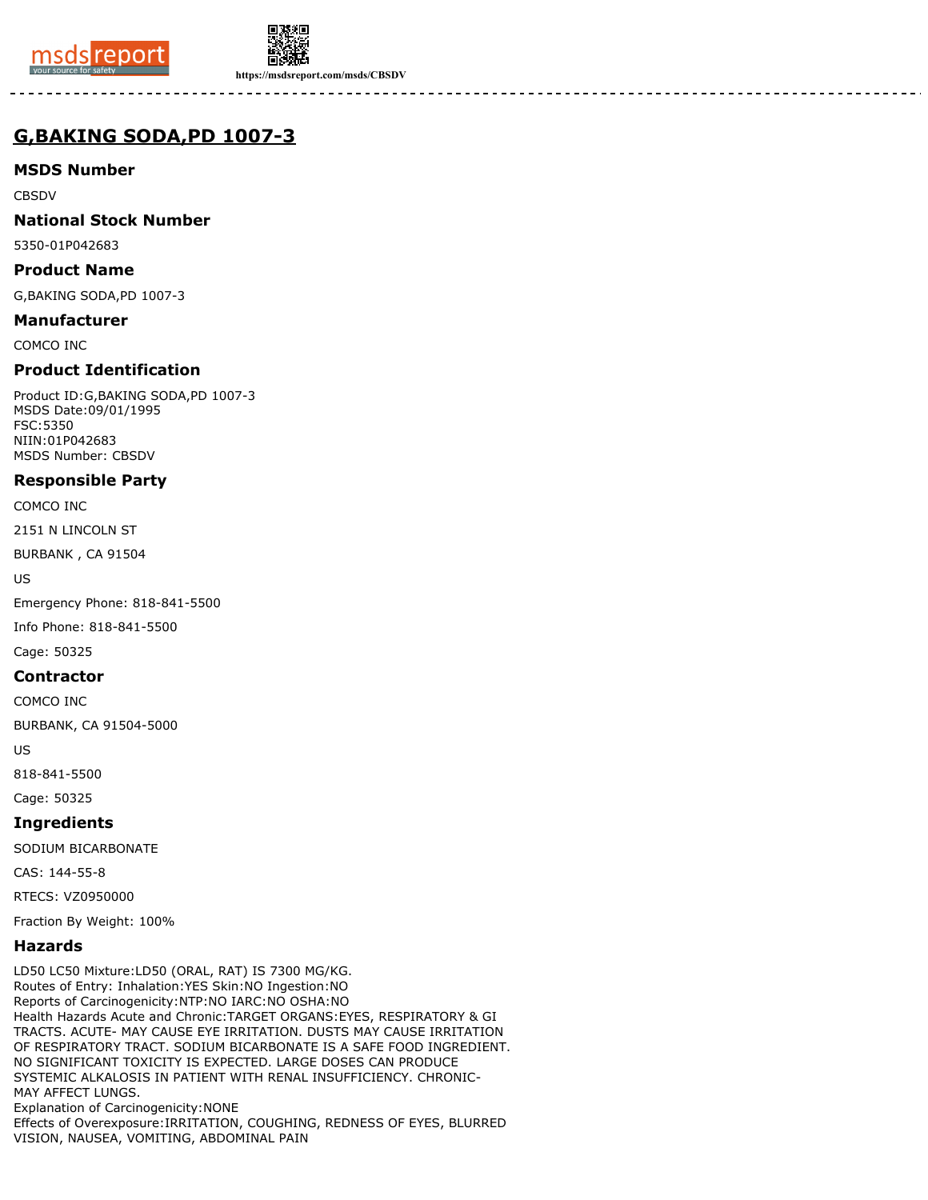# G,BAKING SODA,PD 1007-3

## MSDS Number

CBSDV

## National Stock Number

5350-01P042683

## Product Name

G,BAKING SODA,PD 1007-3

## Manufacturer

COMCO INC

## Product Identification

Product ID:G,BAKING SODA,PD 1007-3
MSDS Date:09/01/1995
FSC:5350
NIIN:01P042683
MSDS Number: CBSDV

## Responsible Party

COMCO INC

2151 N LINCOLN ST

BURBANK , CA 91504

US

Emergency Phone: 818-841-5500

Info Phone: 818-841-5500

Cage: 50325

## Contractor

COMCO INC

BURBANK, CA 91504-5000

US

818-841-5500

Cage: 50325

## Ingredients

SODIUM BICARBONATE

CAS: 144-55-8

RTECS: VZ0950000

Fraction By Weight: 100%

## Hazards

LD50 LC50 Mixture:LD50 (ORAL, RAT) IS 7300 MG/KG.
Routes of Entry: Inhalation:YES Skin:NO Ingestion:NO
Reports of Carcinogenicity:NTP:NO IARC:NO OSHA:NO
Health Hazards Acute and Chronic:TARGET ORGANS:EYES, RESPIRATORY & GI TRACTS. ACUTE- MAY CAUSE EYE IRRITATION. DUSTS MAY CAUSE IRRITATION OF RESPIRATORY TRACT. SODIUM BICARBONATE IS A SAFE FOOD INGREDIENT. NO SIGNIFICANT TOXICITY IS EXPECTED. LARGE DOSES CAN PRODUCE SYSTEMIC ALKALOSIS IN PATIENT WITH RENAL INSUFFICIENCY. CHRONIC- MAY AFFECT LUNGS.
Explanation of Carcinogenicity:NONE
Effects of Overexposure:IRRITATION, COUGHING, REDNESS OF EYES, BLURRED VISION, NAUSEA, VOMITING, ABDOMINAL PAIN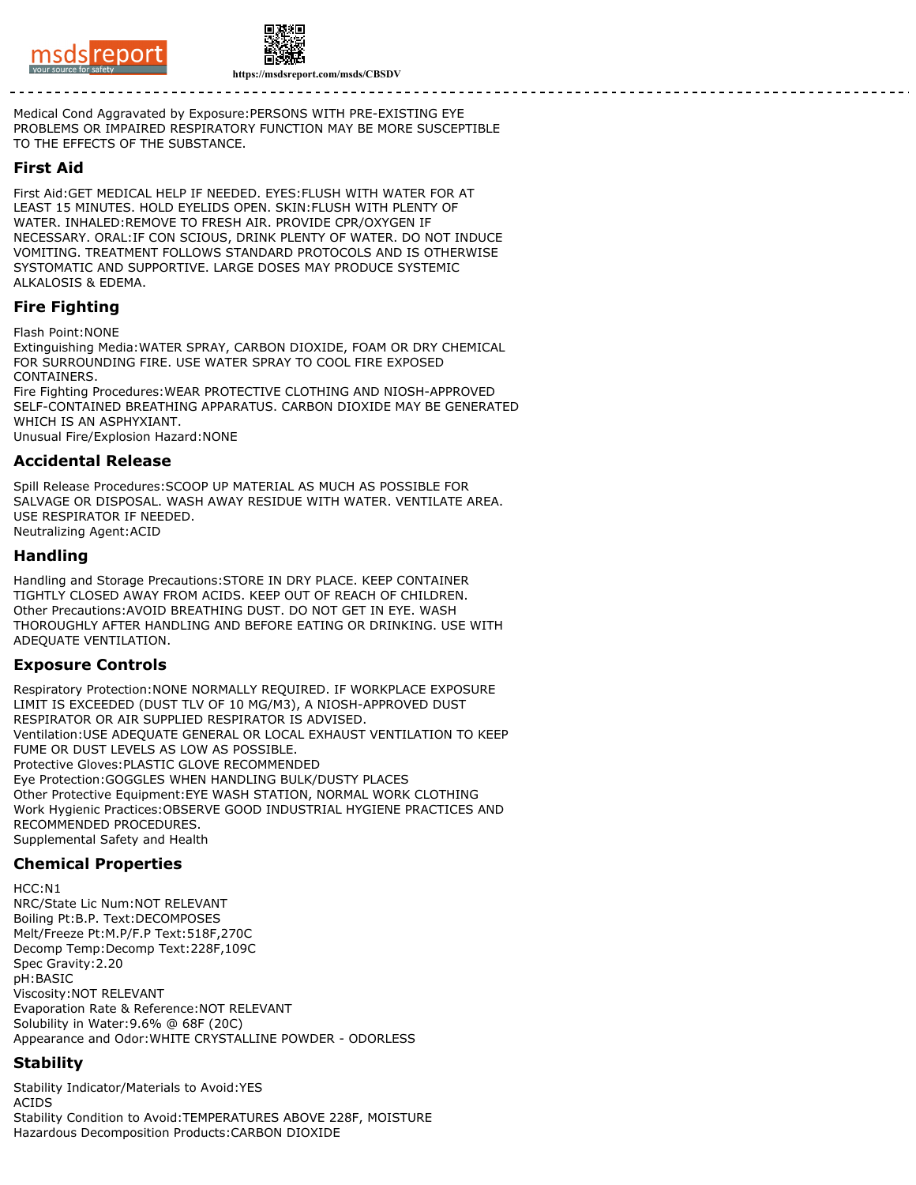Medical Cond Aggravated by Exposure:PERSONS WITH PRE-EXISTING EYE PROBLEMS OR IMPAIRED RESPIRATORY FUNCTION MAY BE MORE SUSCEPTIBLE TO THE EFFECTS OF THE SUBSTANCE.

## First Aid

First Aid:GET MEDICAL HELP IF NEEDED. EYES:FLUSH WITH WATER FOR AT LEAST 15 MINUTES. HOLD EYELIDS OPEN. SKIN:FLUSH WITH PLENTY OF WATER. INHALED:REMOVE TO FRESH AIR. PROVIDE CPR/OXYGEN IF NECESSARY. ORAL:IF CON SCIOUS, DRINK PLENTY OF WATER. DO NOT INDUCE VOMITING. TREATMENT FOLLOWS STANDARD PROTOCOLS AND IS OTHERWISE SYSTOMATIC AND SUPPORTIVE. LARGE DOSES MAY PRODUCE SYSTEMIC ALKALOSIS & EDEMA.

## Fire Fighting

Flash Point:NONE
Extinguishing Media:WATER SPRAY, CARBON DIOXIDE, FOAM OR DRY CHEMICAL FOR SURROUNDING FIRE. USE WATER SPRAY TO COOL FIRE EXPOSED CONTAINERS.
Fire Fighting Procedures:WEAR PROTECTIVE CLOTHING AND NIOSH-APPROVED SELF-CONTAINED BREATHING APPARATUS. CARBON DIOXIDE MAY BE GENERATED WHICH IS AN ASPHYXIANT.
Unusual Fire/Explosion Hazard:NONE

## Accidental Release

Spill Release Procedures:SCOOP UP MATERIAL AS MUCH AS POSSIBLE FOR SALVAGE OR DISPOSAL. WASH AWAY RESIDUE WITH WATER. VENTILATE AREA. USE RESPIRATOR IF NEEDED.
Neutralizing Agent:ACID

## Handling

Handling and Storage Precautions:STORE IN DRY PLACE. KEEP CONTAINER TIGHTLY CLOSED AWAY FROM ACIDS. KEEP OUT OF REACH OF CHILDREN.
Other Precautions:AVOID BREATHING DUST. DO NOT GET IN EYE. WASH THOROUGHLY AFTER HANDLING AND BEFORE EATING OR DRINKING. USE WITH ADEQUATE VENTILATION.

## Exposure Controls

Respiratory Protection:NONE NORMALLY REQUIRED. IF WORKPLACE EXPOSURE LIMIT IS EXCEEDED (DUST TLV OF 10 MG/M3), A NIOSH-APPROVED DUST RESPIRATOR OR AIR SUPPLIED RESPIRATOR IS ADVISED.
Ventilation:USE ADEQUATE GENERAL OR LOCAL EXHAUST VENTILATION TO KEEP FUME OR DUST LEVELS AS LOW AS POSSIBLE.
Protective Gloves:PLASTIC GLOVE RECOMMENDED
Eye Protection:GOGGLES WHEN HANDLING BULK/DUSTY PLACES
Other Protective Equipment:EYE WASH STATION, NORMAL WORK CLOTHING
Work Hygienic Practices:OBSERVE GOOD INDUSTRIAL HYGIENE PRACTICES AND RECOMMENDED PROCEDURES.
Supplemental Safety and Health

## Chemical Properties

HCC:N1
NRC/State Lic Num:NOT RELEVANT
Boiling Pt:B.P. Text:DECOMPOSES
Melt/Freeze Pt:M.P/F.P Text:518F,270C
Decomp Temp:Decomp Text:228F,109C
Spec Gravity:2.20
pH:BASIC
Viscosity:NOT RELEVANT
Evaporation Rate & Reference:NOT RELEVANT
Solubility in Water:9.6% @ 68F (20C)
Appearance and Odor:WHITE CRYSTALLINE POWDER - ODORLESS

## Stability

Stability Indicator/Materials to Avoid:YES
ACIDS
Stability Condition to Avoid:TEMPERATURES ABOVE 228F, MOISTURE
Hazardous Decomposition Products:CARBON DIOXIDE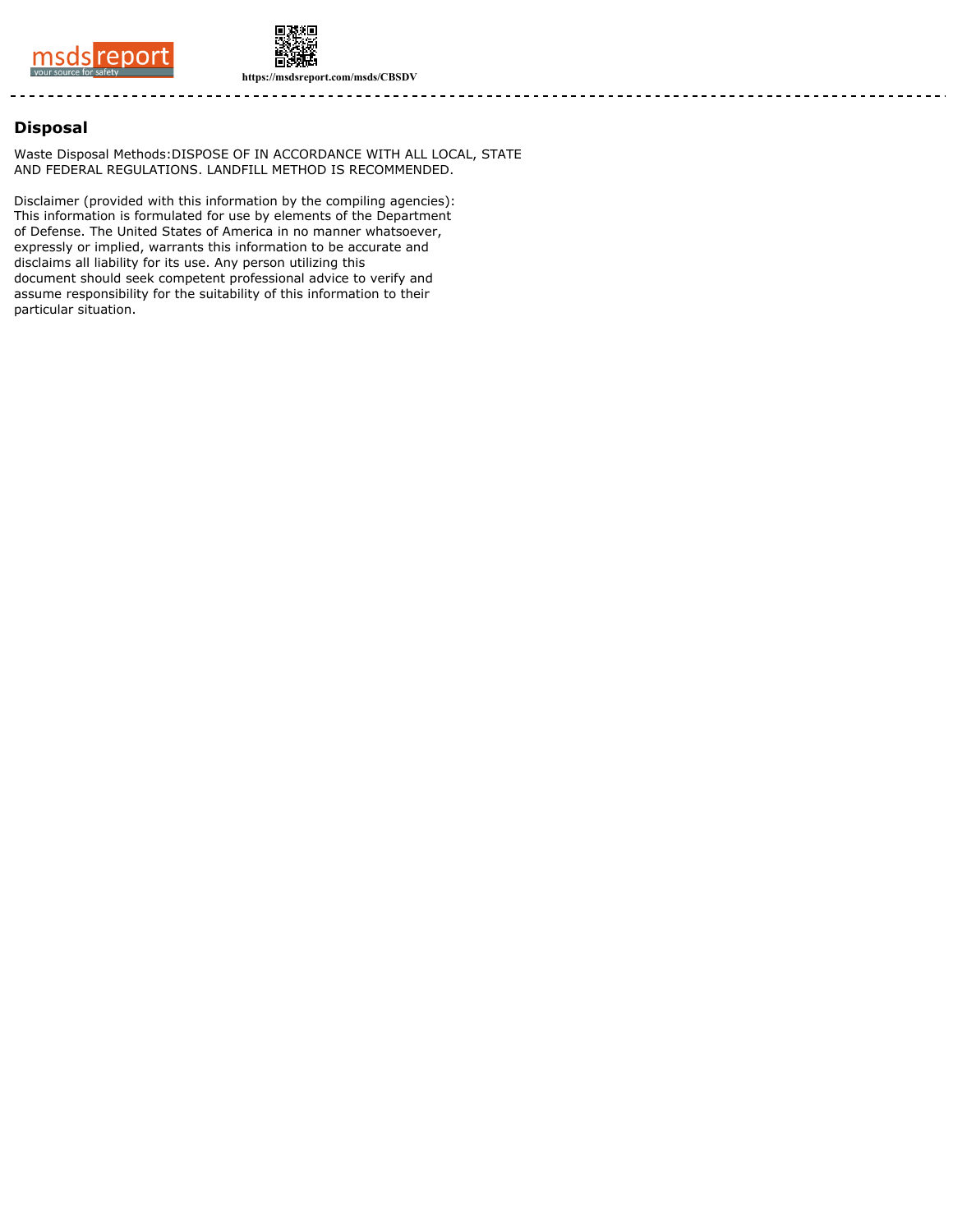## Disposal

Waste Disposal Methods:DISPOSE OF IN ACCORDANCE WITH ALL LOCAL, STATE AND FEDERAL REGULATIONS. LANDFILL METHOD IS RECOMMENDED.

Disclaimer (provided with this information by the compiling agencies): This information is formulated for use by elements of the Department of Defense. The United States of America in no manner whatsoever, expressly or implied, warrants this information to be accurate and disclaims all liability for its use. Any person utilizing this document should seek competent professional advice to verify and assume responsibility for the suitability of this information to their particular situation.